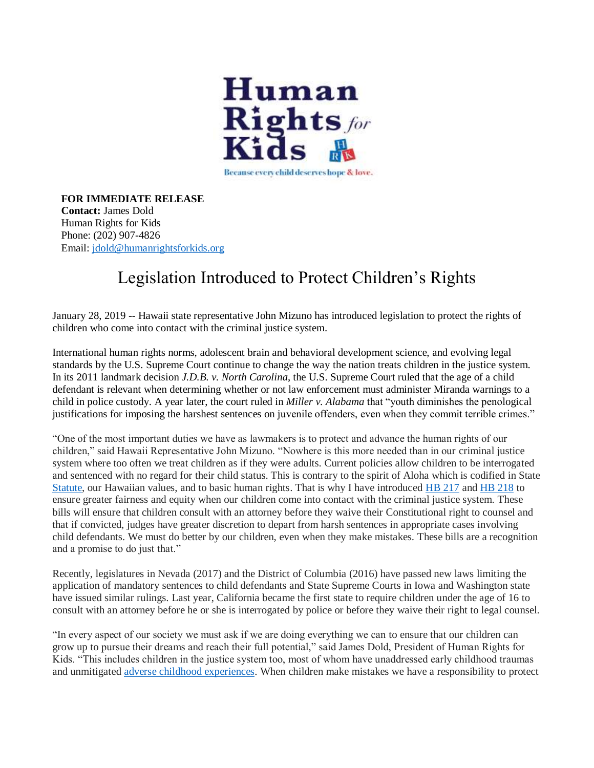Human Rights for Kids

Because every child deserves hope & love.

**FOR IMMEDIATE RELEASE**
**Contact:** James Dold
Human Rights for Kids
Phone: (202) 907-4826
Email: jdold@humanrightsforkids.org

# Legislation Introduced to Protect Children's Rights

January 28, 2019 -- Hawaii state representative John Mizuno has introduced legislation to protect the rights of children who come into contact with the criminal justice system.

International human rights norms, adolescent brain and behavioral development science, and evolving legal standards by the U.S. Supreme Court continue to change the way the nation treats children in the justice system. In its 2011 landmark decision *J.D.B. v. North Carolina*, the U.S. Supreme Court ruled that the age of a child defendant is relevant when determining whether or not law enforcement must administer Miranda warnings to a child in police custody. A year later, the court ruled in *Miller v. Alabama* that "youth diminishes the penological justifications for imposing the harshest sentences on juvenile offenders, even when they commit terrible crimes."

"One of the most important duties we have as lawmakers is to protect and advance the human rights of our children," said Hawaii Representative John Mizuno. "Nowhere is this more needed than in our criminal justice system where too often we treat children as if they were adults. Current policies allow children to be interrogated and sentenced with no regard for their child status. This is contrary to the spirit of Aloha which is codified in State Statute, our Hawaiian values, and to basic human rights. That is why I have introduced HB 217 and HB 218 to ensure greater fairness and equity when our children come into contact with the criminal justice system. These bills will ensure that children consult with an attorney before they waive their Constitutional right to counsel and that if convicted, judges have greater discretion to depart from harsh sentences in appropriate cases involving child defendants. We must do better by our children, even when they make mistakes. These bills are a recognition and a promise to do just that."

Recently, legislatures in Nevada (2017) and the District of Columbia (2016) have passed new laws limiting the application of mandatory sentences to child defendants and State Supreme Courts in Iowa and Washington state have issued similar rulings. Last year, California became the first state to require children under the age of 16 to consult with an attorney before he or she is interrogated by police or before they waive their right to legal counsel.

"In every aspect of our society we must ask if we are doing everything we can to ensure that our children can grow up to pursue their dreams and reach their full potential," said James Dold, President of Human Rights for Kids. "This includes children in the justice system too, most of whom have unaddressed early childhood traumas and unmitigated adverse childhood experiences. When children make mistakes we have a responsibility to protect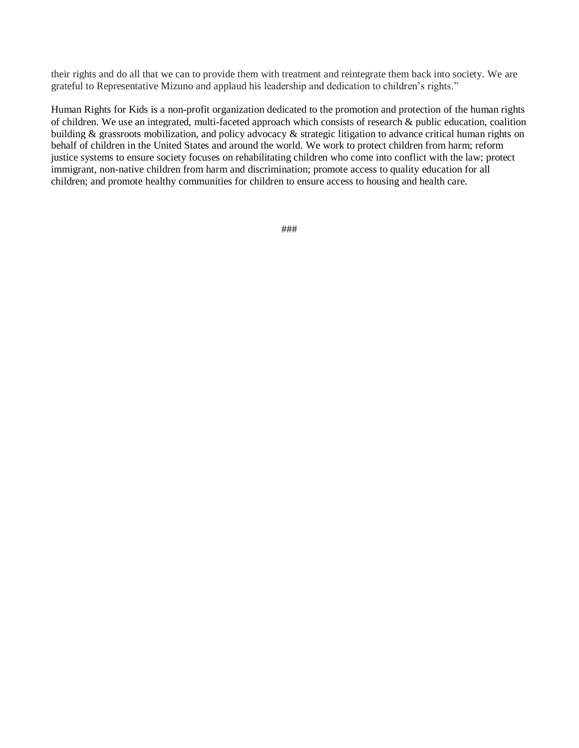their rights and do all that we can to provide them with treatment and reintegrate them back into society. We are grateful to Representative Mizuno and applaud his leadership and dedication to children's rights."

Human Rights for Kids is a non-profit organization dedicated to the promotion and protection of the human rights of children. We use an integrated, multi-faceted approach which consists of research & public education, coalition building & grassroots mobilization, and policy advocacy & strategic litigation to advance critical human rights on behalf of children in the United States and around the world. We work to protect children from harm; reform justice systems to ensure society focuses on rehabilitating children who come into conflict with the law; protect immigrant, non-native children from harm and discrimination; promote access to quality education for all children; and promote healthy communities for children to ensure access to housing and health care.

###